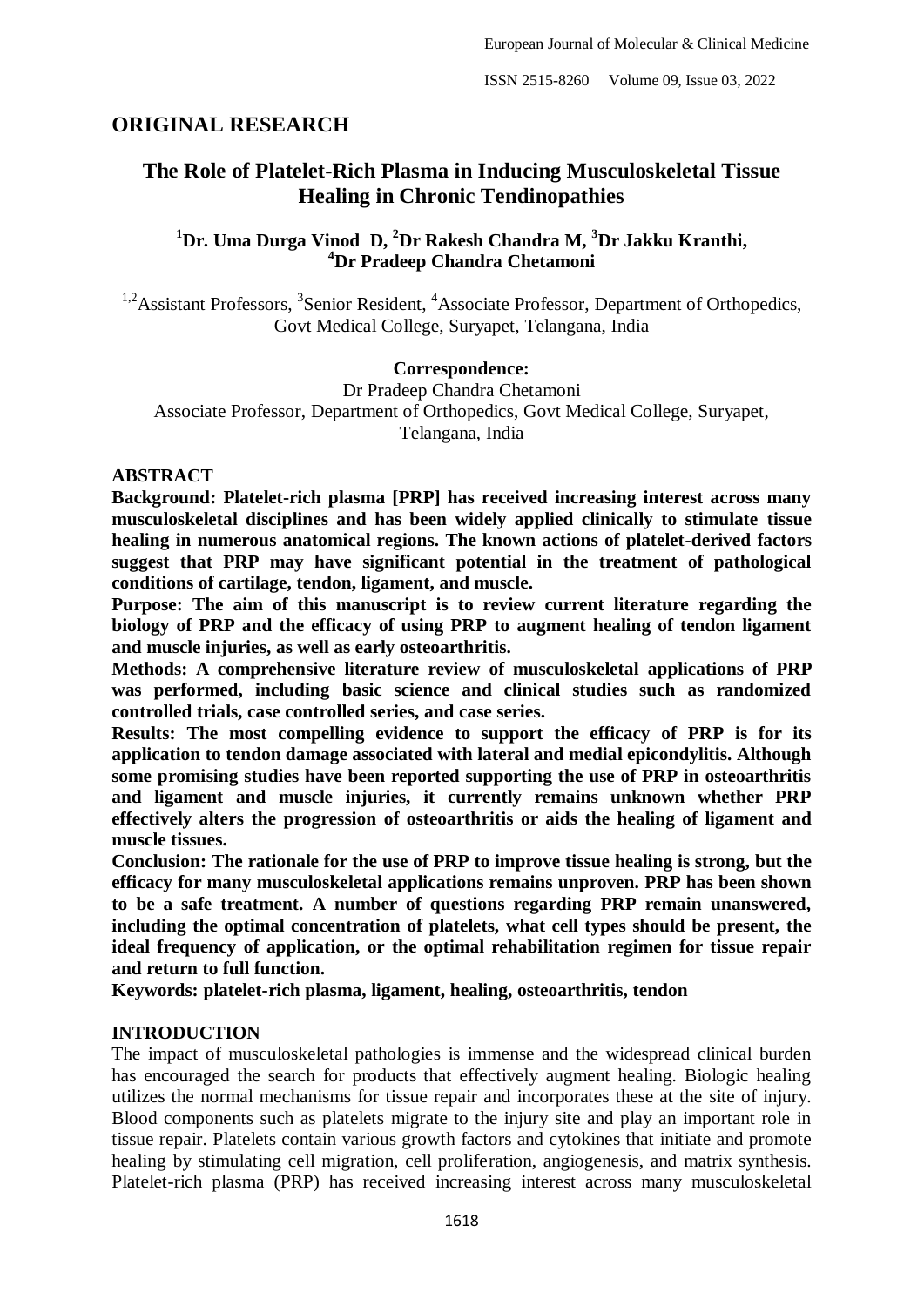## ORIGINAL RESEARCH

# The Role of Platelet-Rich Plasma in Inducing Musculoskeletal Tissue Healing in Chronic Tendinopathies

**[1]Dr. Uma Durga Vinod D, [2]Dr Rakesh Chandra M, [3]Dr Jakku Kranthi, [4]Dr Pradeep Chandra Chetamoni**

[1,2]Assistant Professors, [3]Senior Resident, [4]Associate Professor, Department of Orthopedics, Govt Medical College, Suryapet, Telangana, India

**Correspondence:**
Dr Pradeep Chandra Chetamoni
Associate Professor, Department of Orthopedics, Govt Medical College, Suryapet, Telangana, India

## ABSTRACT

**Background: Platelet-rich plasma [PRP] has received increasing interest across many musculoskeletal disciplines and has been widely applied clinically to stimulate tissue healing in numerous anatomical regions. The known actions of platelet-derived factors suggest that PRP may have significant potential in the treatment of pathological conditions of cartilage, tendon, ligament, and muscle.**

**Purpose: The aim of this manuscript is to review current literature regarding the biology of PRP and the efficacy of using PRP to augment healing of tendon ligament and muscle injuries, as well as early osteoarthritis.**

**Methods: A comprehensive literature review of musculoskeletal applications of PRP was performed, including basic science and clinical studies such as randomized controlled trials, case controlled series, and case series.**

**Results: The most compelling evidence to support the efficacy of PRP is for its application to tendon damage associated with lateral and medial epicondylitis. Although some promising studies have been reported supporting the use of PRP in osteoarthritis and ligament and muscle injuries, it currently remains unknown whether PRP effectively alters the progression of osteoarthritis or aids the healing of ligament and muscle tissues.**

**Conclusion: The rationale for the use of PRP to improve tissue healing is strong, but the efficacy for many musculoskeletal applications remains unproven. PRP has been shown to be a safe treatment. A number of questions regarding PRP remain unanswered, including the optimal concentration of platelets, what cell types should be present, the ideal frequency of application, or the optimal rehabilitation regimen for tissue repair and return to full function.**

**Keywords: platelet-rich plasma, ligament, healing, osteoarthritis, tendon**

## INTRODUCTION

The impact of musculoskeletal pathologies is immense and the widespread clinical burden has encouraged the search for products that effectively augment healing. Biologic healing utilizes the normal mechanisms for tissue repair and incorporates these at the site of injury. Blood components such as platelets migrate to the injury site and play an important role in tissue repair. Platelets contain various growth factors and cytokines that initiate and promote healing by stimulating cell migration, cell proliferation, angiogenesis, and matrix synthesis. Platelet-rich plasma (PRP) has received increasing interest across many musculoskeletal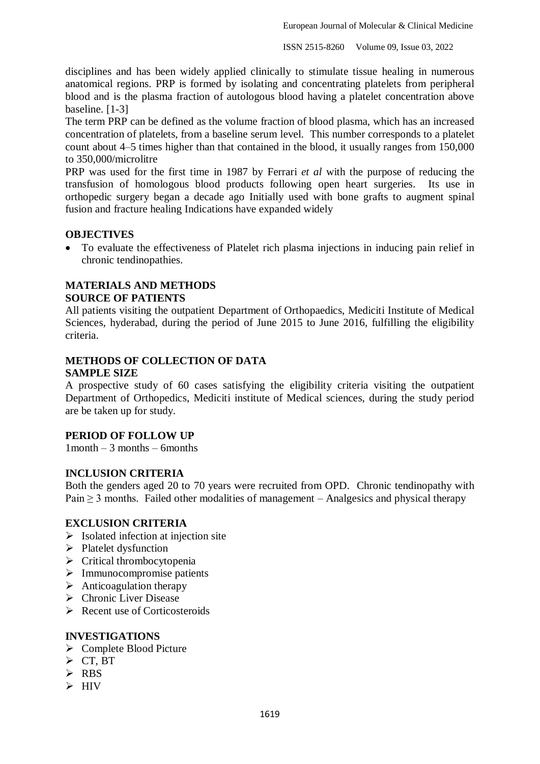disciplines and has been widely applied clinically to stimulate tissue healing in numerous anatomical regions. PRP is formed by isolating and concentrating platelets from peripheral blood and is the plasma fraction of autologous blood having a platelet concentration above baseline. [1-3]

The term PRP can be defined as the volume fraction of blood plasma, which has an increased concentration of platelets, from a baseline serum level. This number corresponds to a platelet count about 4–5 times higher than that contained in the blood, it usually ranges from 150,000 to 350,000/microlitre

PRP was used for the first time in 1987 by Ferrari *et al* with the purpose of reducing the transfusion of homologous blood products following open heart surgeries. Its use in orthopedic surgery began a decade ago Initially used with bone grafts to augment spinal fusion and fracture healing Indications have expanded widely

## OBJECTIVES

- To evaluate the effectiveness of Platelet rich plasma injections in inducing pain relief in chronic tendinopathies.

## MATERIALS AND METHODS

### SOURCE OF PATIENTS

All patients visiting the outpatient Department of Orthopaedics, Mediciti Institute of Medical Sciences, hyderabad, during the period of June 2015 to June 2016, fulfilling the eligibility criteria.

## METHODS OF COLLECTION OF DATA

### SAMPLE SIZE

A prospective study of 60 cases satisfying the eligibility criteria visiting the outpatient Department of Orthopedics, Mediciti institute of Medical sciences, during the study period are be taken up for study.

### PERIOD OF FOLLOW UP

1month – 3 months – 6months

### INCLUSION CRITERIA

Both the genders aged 20 to 70 years were recruited from OPD. Chronic tendinopathy with Pain ≥ 3 months. Failed other modalities of management – Analgesics and physical therapy

### EXCLUSION CRITERIA

- Isolated infection at injection site
- Platelet dysfunction
- Critical thrombocytopenia
- Immunocompromise patients
- Anticoagulation therapy
- Chronic Liver Disease
- Recent use of Corticosteroids

### INVESTIGATIONS

- Complete Blood Picture
- CT, BT
- RBS
- HIV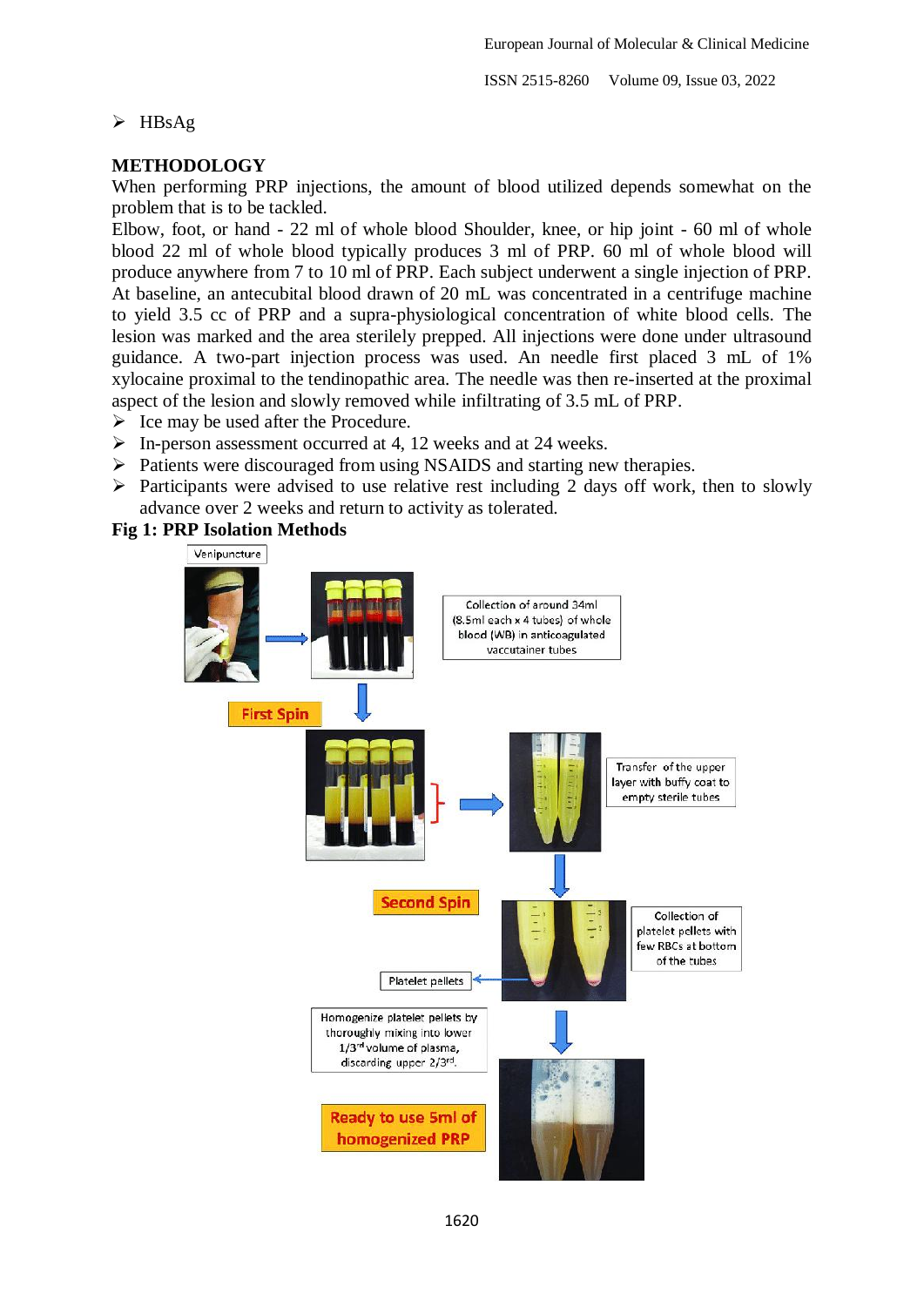- HBsAg

## METHODOLOGY

When performing PRP injections, the amount of blood utilized depends somewhat on the problem that is to be tackled.

Elbow, foot, or hand - 22 ml of whole blood Shoulder, knee, or hip joint - 60 ml of whole blood 22 ml of whole blood typically produces 3 ml of PRP. 60 ml of whole blood will produce anywhere from 7 to 10 ml of PRP. Each subject underwent a single injection of PRP. At baseline, an antecubital blood drawn of 20 mL was concentrated in a centrifuge machine to yield 3.5 cc of PRP and a supra-physiological concentration of white blood cells. The lesion was marked and the area sterilely prepped. All injections were done under ultrasound guidance. A two-part injection process was used. An needle first placed 3 mL of 1% xylocaine proximal to the tendinopathic area. The needle was then re-inserted at the proximal aspect of the lesion and slowly removed while infiltrating of 3.5 mL of PRP.

- Ice may be used after the Procedure.
- In-person assessment occurred at 4, 12 weeks and at 24 weeks.
- Patients were discouraged from using NSAIDS and starting new therapies.
- Participants were advised to use relative rest including 2 days off work, then to slowly advance over 2 weeks and return to activity as tolerated.

**Fig 1: PRP Isolation Methods**

Venipuncture

Collection of around 34ml (8.5ml each x 4 tubes) of whole blood (WB) in anticoagulated vaccutainer tubes

First Spin

Transfer of the upper layer with buffy coat to empty sterile tubes

Second Spin

Collection of platelet pellets with few RBCs at bottom of the tubes

Platelet pellets

Homogenize platelet pellets by thoroughly mixing into lower 1/3[rd] volume of plasma, discarding upper 2/3[rd].

Ready to use 5ml of homogenized PRP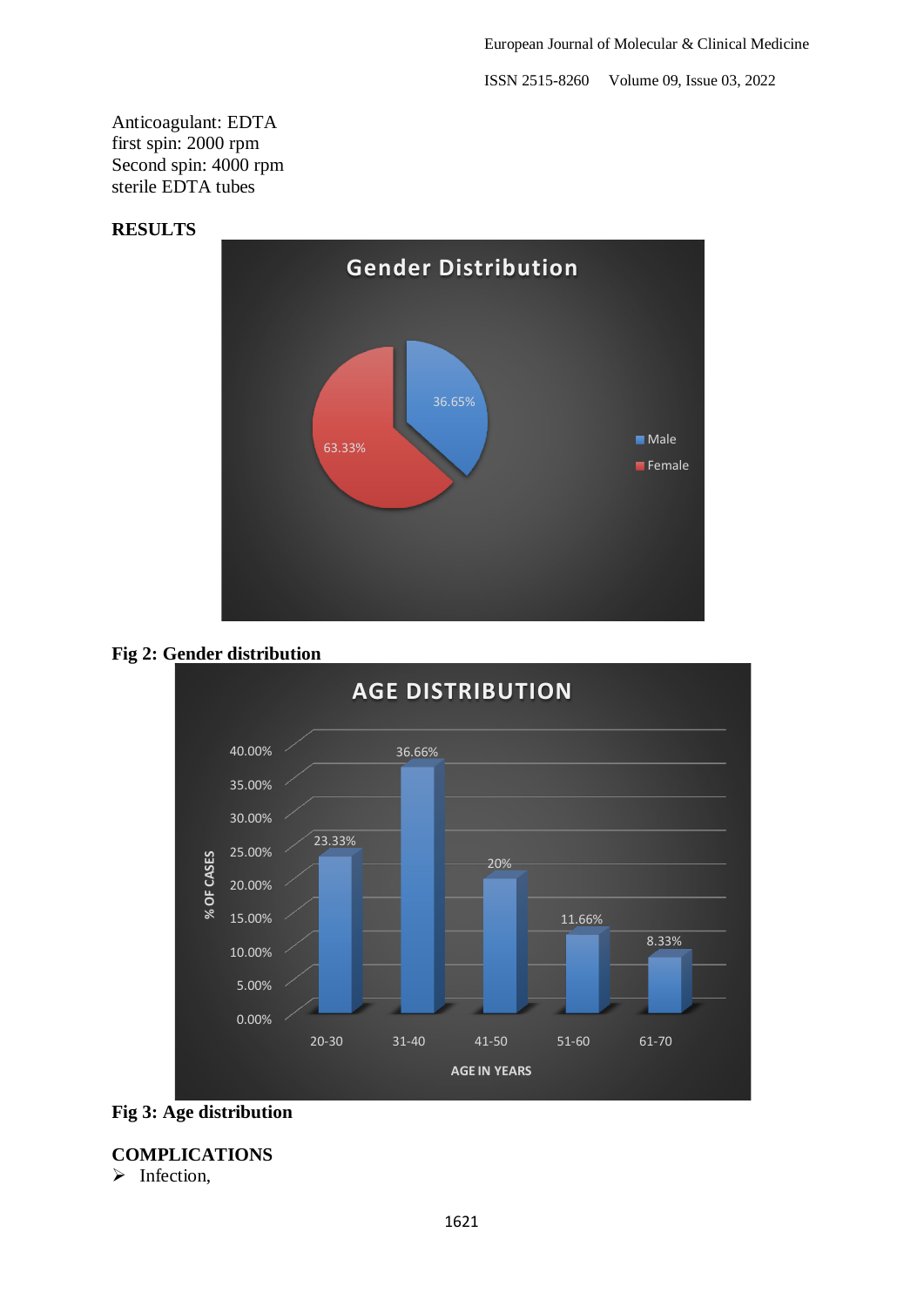Anticoagulant: EDTA
first spin: 2000 rpm
Second spin: 4000 rpm
sterile EDTA tubes

## RESULTS

**Fig 2: Gender distribution**

**Fig 3: Age distribution**

## COMPLICATIONS

- Infection,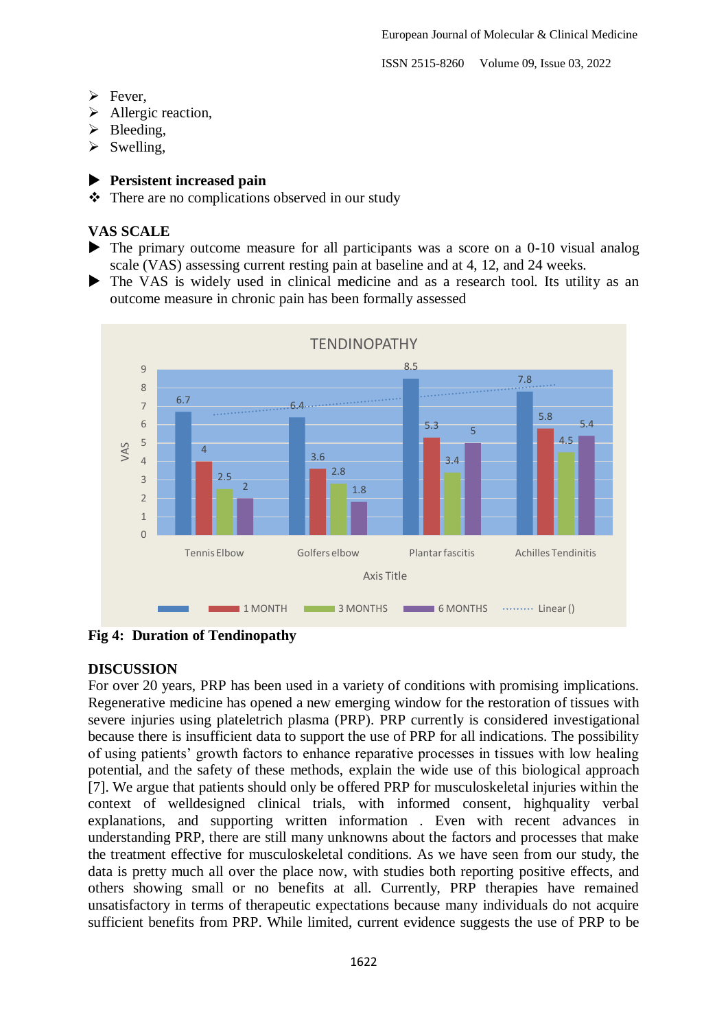- Fever,
- Allergic reaction,
- Bleeding,
- Swelling,

- **Persistent increased pain**
- There are no complications observed in our study

**VAS SCALE**

- The primary outcome measure for all participants was a score on a 0-10 visual analog scale (VAS) assessing current resting pain at baseline and at 4, 12, and 24 weeks.
- The VAS is widely used in clinical medicine and as a research tool. Its utility as an outcome measure in chronic pain has been formally assessed

**Fig 4: Duration of Tendinopathy**

## DISCUSSION

For over 20 years, PRP has been used in a variety of conditions with promising implications. Regenerative medicine has opened a new emerging window for the restoration of tissues with severe injuries using plateletrich plasma (PRP). PRP currently is considered investigational because there is insufficient data to support the use of PRP for all indications. The possibility of using patients' growth factors to enhance reparative processes in tissues with low healing potential, and the safety of these methods, explain the wide use of this biological approach [7]. We argue that patients should only be offered PRP for musculoskeletal injuries within the context of welldesigned clinical trials, with informed consent, highquality verbal explanations, and supporting written information . Even with recent advances in understanding PRP, there are still many unknowns about the factors and processes that make the treatment effective for musculoskeletal conditions. As we have seen from our study, the data is pretty much all over the place now, with studies both reporting positive effects, and others showing small or no benefits at all. Currently, PRP therapies have remained unsatisfactory in terms of therapeutic expectations because many individuals do not acquire sufficient benefits from PRP. While limited, current evidence suggests the use of PRP to be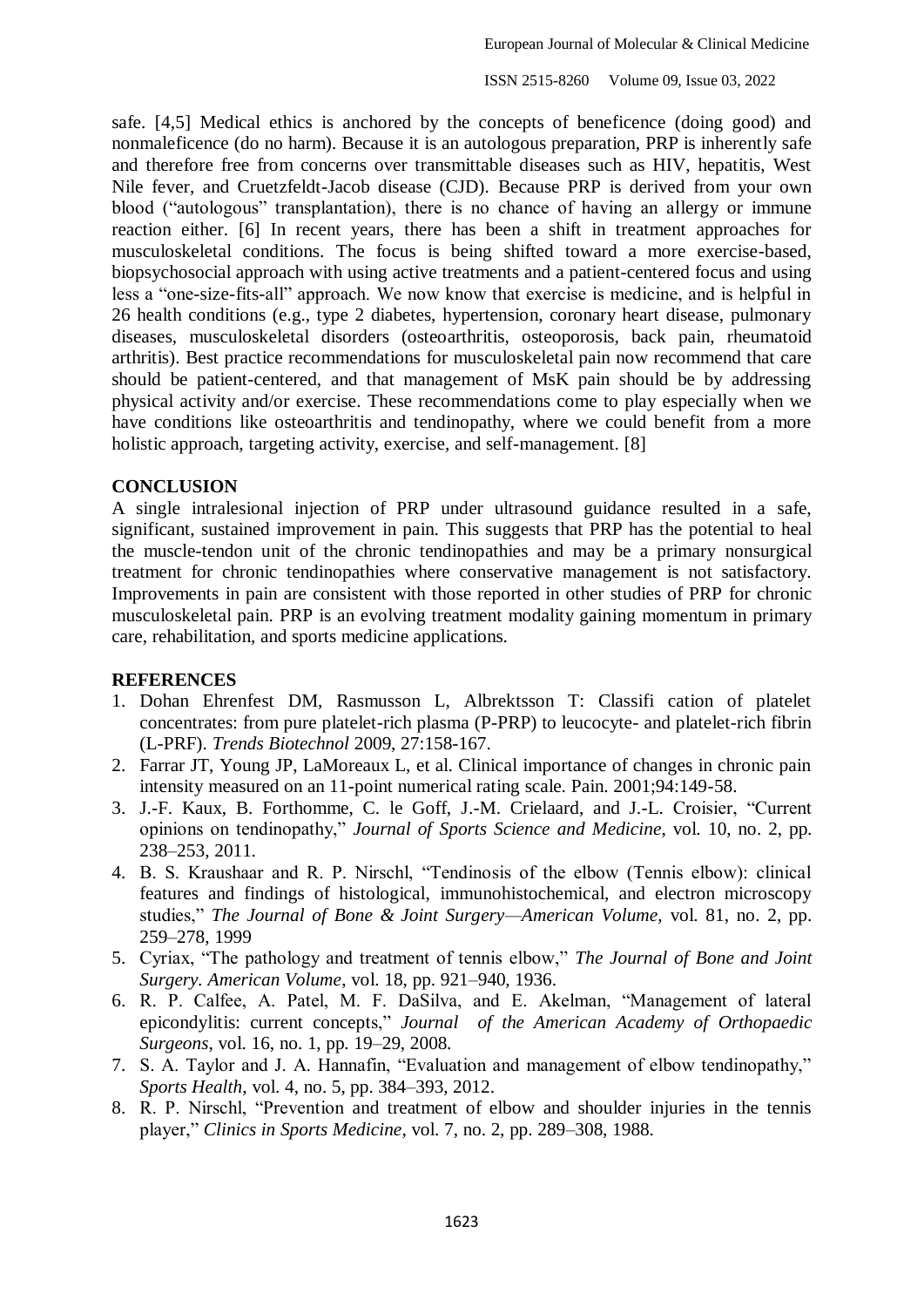safe. [4,5] Medical ethics is anchored by the concepts of beneficence (doing good) and nonmaleficence (do no harm). Because it is an autologous preparation, PRP is inherently safe and therefore free from concerns over transmittable diseases such as HIV, hepatitis, West Nile fever, and Cruetzfeldt-Jacob disease (CJD). Because PRP is derived from your own blood ("autologous" transplantation), there is no chance of having an allergy or immune reaction either. [6] In recent years, there has been a shift in treatment approaches for musculoskeletal conditions. The focus is being shifted toward a more exercise-based, biopsychosocial approach with using active treatments and a patient-centered focus and using less a "one-size-fits-all" approach. We now know that exercise is medicine, and is helpful in 26 health conditions (e.g., type 2 diabetes, hypertension, coronary heart disease, pulmonary diseases, musculoskeletal disorders (osteoarthritis, osteoporosis, back pain, rheumatoid arthritis). Best practice recommendations for musculoskeletal pain now recommend that care should be patient-centered, and that management of MsK pain should be by addressing physical activity and/or exercise. These recommendations come to play especially when we have conditions like osteoarthritis and tendinopathy, where we could benefit from a more holistic approach, targeting activity, exercise, and self-management. [8]

## CONCLUSION

A single intralesional injection of PRP under ultrasound guidance resulted in a safe, significant, sustained improvement in pain. This suggests that PRP has the potential to heal the muscle-tendon unit of the chronic tendinopathies and may be a primary nonsurgical treatment for chronic tendinopathies where conservative management is not satisfactory. Improvements in pain are consistent with those reported in other studies of PRP for chronic musculoskeletal pain. PRP is an evolving treatment modality gaining momentum in primary care, rehabilitation, and sports medicine applications.

## REFERENCES

1. Dohan Ehrenfest DM, Rasmusson L, Albrektsson T: Classifi cation of platelet concentrates: from pure platelet-rich plasma (P-PRP) to leucocyte- and platelet-rich fibrin (L-PRF). *Trends Biotechnol* 2009, 27:158-167.
2. Farrar JT, Young JP, LaMoreaux L, et al. Clinical importance of changes in chronic pain intensity measured on an 11-point numerical rating scale. Pain. 2001;94:149-58.
3. J.-F. Kaux, B. Forthomme, C. le Goff, J.-M. Crielaard, and J.-L. Croisier, "Current opinions on tendinopathy," *Journal of Sports Science and Medicine*, vol. 10, no. 2, pp. 238–253, 2011.
4. B. S. Kraushaar and R. P. Nirschl, "Tendinosis of the elbow (Tennis elbow): clinical features and findings of histological, immunohistochemical, and electron microscopy studies," *The Journal of Bone & Joint Surgery—American Volume*, vol. 81, no. 2, pp. 259–278, 1999
5. Cyriax, "The pathology and treatment of tennis elbow," *The Journal of Bone and Joint Surgery. American Volume*, vol. 18, pp. 921–940, 1936.
6. R. P. Calfee, A. Patel, M. F. DaSilva, and E. Akelman, "Management of lateral epicondylitis: current concepts," *Journal of the American Academy of Orthopaedic Surgeons*, vol. 16, no. 1, pp. 19–29, 2008.
7. S. A. Taylor and J. A. Hannafin, "Evaluation and management of elbow tendinopathy," *Sports Health*, vol. 4, no. 5, pp. 384–393, 2012.
8. R. P. Nirschl, "Prevention and treatment of elbow and shoulder injuries in the tennis player," *Clinics in Sports Medicine*, vol. 7, no. 2, pp. 289–308, 1988.